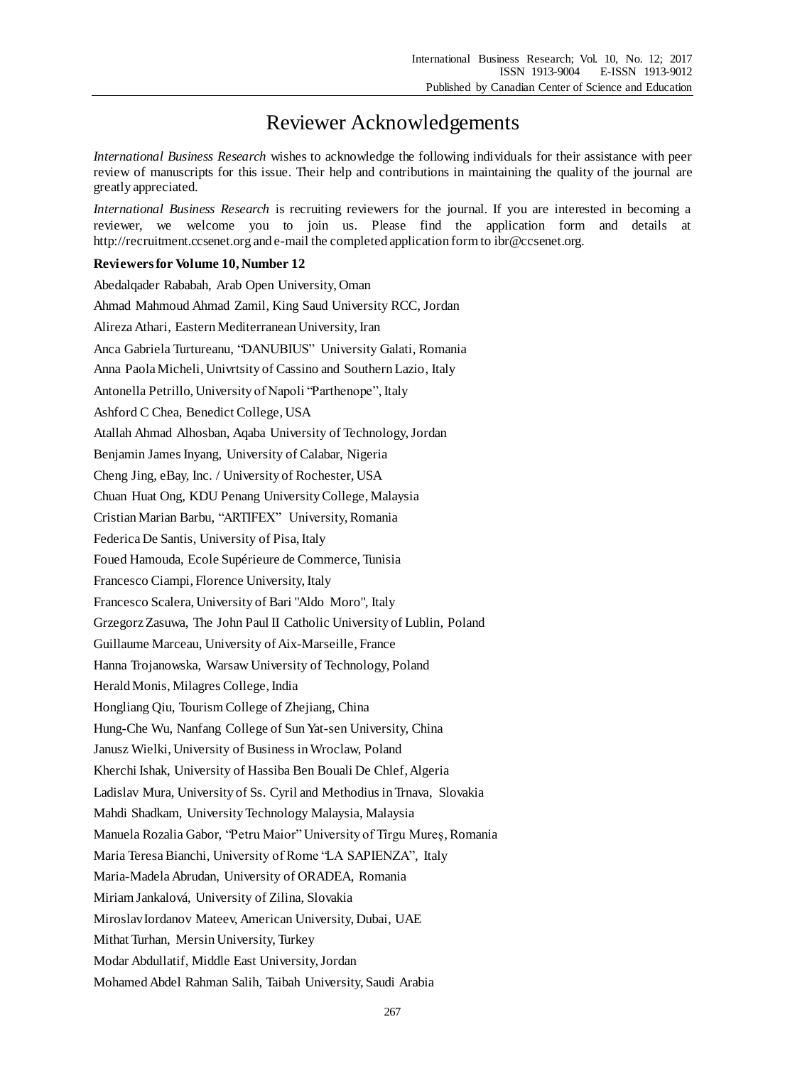# Reviewer Acknowledgements

*International Business Research* wishes to acknowledge the following individuals for their assistance with peer review of manuscripts for this issue. Their help and contributions in maintaining the quality of the journal are greatly appreciated.

*International Business Research* is recruiting reviewers for the journal. If you are interested in becoming a reviewer, we welcome you to join us. Please find the application form and details at http://recruitment.ccsenet.org and e-mail the completed application form to ibr@ccsenet.org.

**Reviewers for Volume 10, Number 12**

Abedalqader Rababah, Arab Open University, Oman

Ahmad Mahmoud Ahmad Zamil, King Saud University RCC, Jordan

Alireza Athari, Eastern Mediterranean University, Iran

Anca Gabriela Turtureanu, "DANUBIUS" University Galati, Romania

Anna Paola Micheli, Univrtsity of Cassino and Southern Lazio, Italy

Antonella Petrillo, University of Napoli "Parthenope", Italy

Ashford C Chea, Benedict College, USA

Atallah Ahmad Alhosban, Aqaba University of Technology, Jordan

Benjamin James Inyang, University of Calabar, Nigeria

Cheng Jing, eBay, Inc. / University of Rochester, USA

Chuan Huat Ong, KDU Penang University College, Malaysia

Cristian Marian Barbu, "ARTIFEX" University, Romania

Federica De Santis, University of Pisa, Italy

Foued Hamouda, Ecole Supérieure de Commerce, Tunisia

Francesco Ciampi, Florence University, Italy

Francesco Scalera, University of Bari "Aldo Moro", Italy

Grzegorz Zasuwa, The John Paul II Catholic University of Lublin, Poland

Guillaume Marceau, University of Aix-Marseille, France

Hanna Trojanowska, Warsaw University of Technology, Poland

Herald Monis, Milagres College, India

Hongliang Qiu, Tourism College of Zhejiang, China

Hung-Che Wu, Nanfang College of Sun Yat-sen University, China

Janusz Wielki, University of Business in Wroclaw, Poland

Kherchi Ishak, University of Hassiba Ben Bouali De Chlef, Algeria

Ladislav Mura, University of Ss. Cyril and Methodius in Trnava, Slovakia

Mahdi Shadkam, University Technology Malaysia, Malaysia

Manuela Rozalia Gabor, "Petru Maior" University of Tîrgu Mureş, Romania

Maria Teresa Bianchi, University of Rome "LA SAPIENZA", Italy

Maria-Madela Abrudan, University of ORADEA, Romania

Miriam Jankalová, University of Zilina, Slovakia

Miroslav Iordanov Mateev, American University, Dubai, UAE

Mithat Turhan, Mersin University, Turkey

Modar Abdullatif, Middle East University, Jordan

Mohamed Abdel Rahman Salih, Taibah University, Saudi Arabia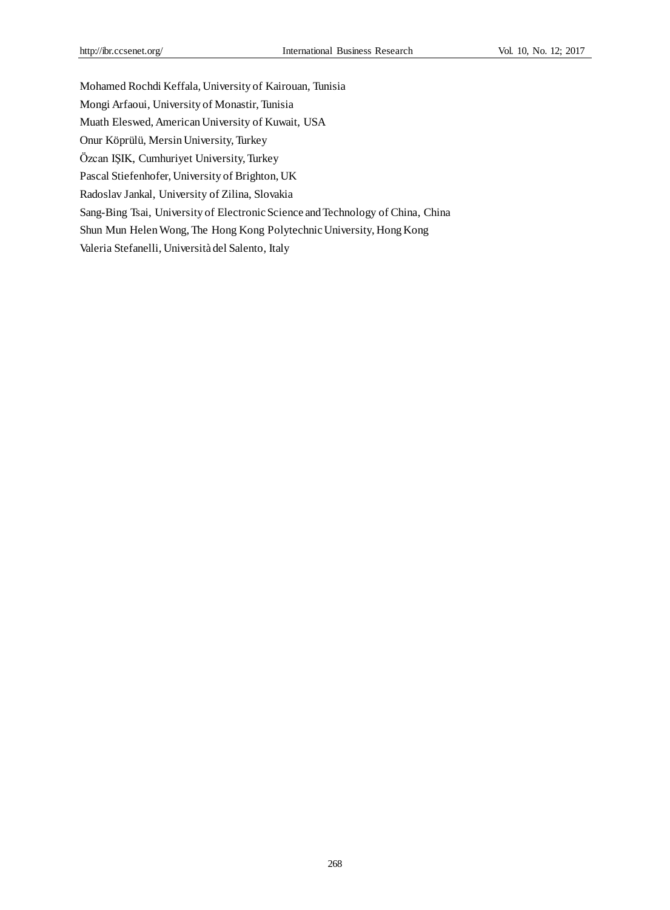Mohamed Rochdi Keffala, University of Kairouan, Tunisia

Mongi Arfaoui, University of Monastir, Tunisia

Muath Eleswed, American University of Kuwait, USA

Onur Köprülü, Mersin University, Turkey

Özcan IŞIK, Cumhuriyet University, Turkey

Pascal Stiefenhofer, University of Brighton, UK

Radoslav Jankal, University of Zilina, Slovakia

Sang-Bing Tsai, University of Electronic Science and Technology of China, China

Shun Mun Helen Wong, The Hong Kong Polytechnic University, Hong Kong

Valeria Stefanelli, Università del Salento, Italy